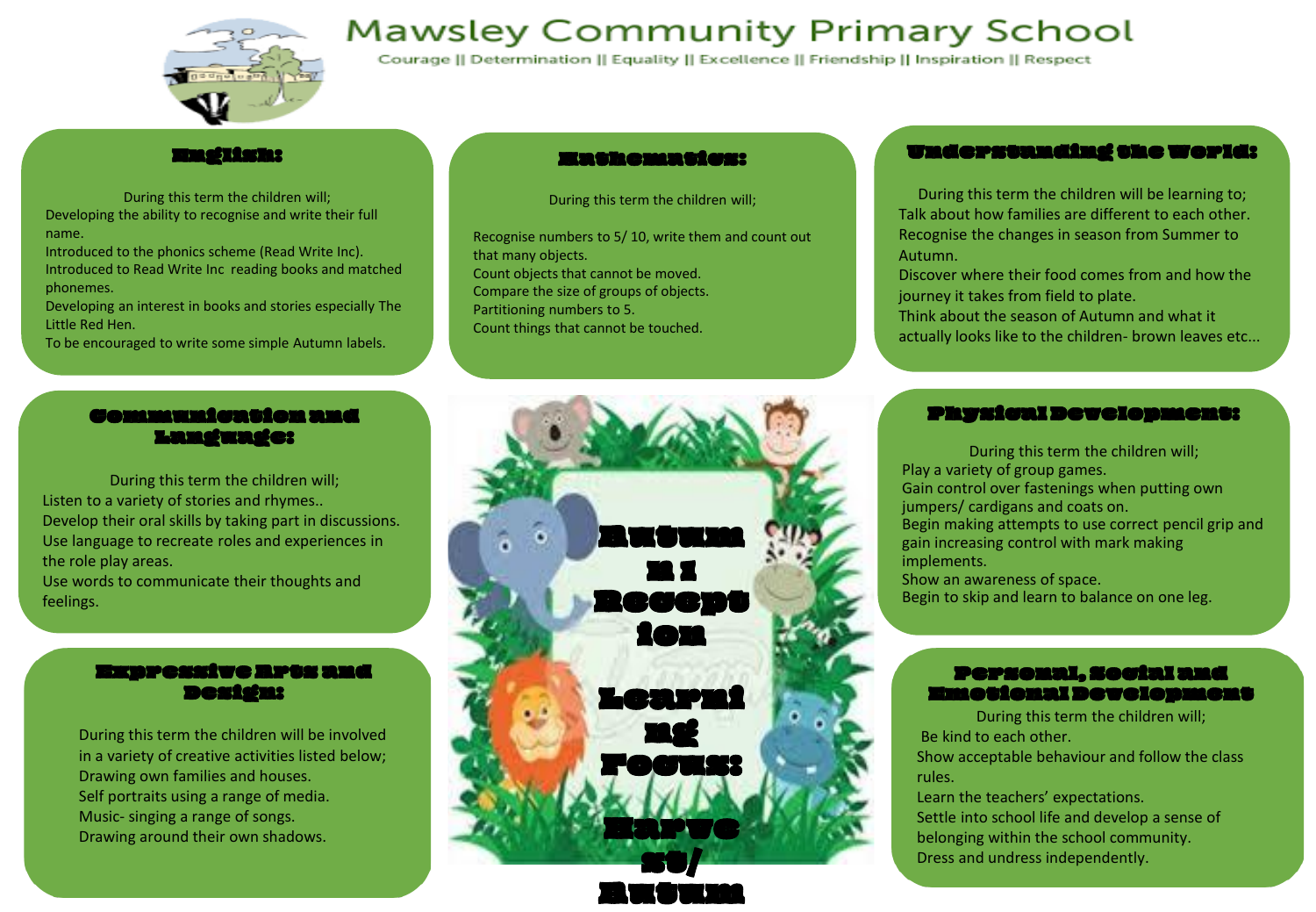# Mawsley Community Primary School

Courage || Determination || Equality || Excellence || Friendship || Inspiration || Respect

## Autumn 1 Reception Learning Focus: Harvest/ Autumn

### English:

During this term the children will;

Developing the ability to recognise and write their full name.

Introduced to the phonics scheme (Read Write Inc).

Introduced to Read Write Inc reading books and matched phonemes.

Developing an interest in books and stories especially The Little Red Hen.

To be encouraged to write some simple Autumn labels.

### Mathematics:

During this term the children will;

Recognise numbers to 5/ 10, write them and count out that many objects.

Count objects that cannot be moved.

Compare the size of groups of objects.

Partitioning numbers to 5.

Count things that cannot be touched.

### Understanding the World:

During this term the children will be learning to;

Talk about how families are different to each other.

Recognise the changes in season from Summer to Autumn.

Discover where their food comes from and how the journey it takes from field to plate.

Think about the season of Autumn and what it actually looks like to the children- brown leaves etc...

### Communication and Language:

During this term the children will;

Listen to a variety of stories and rhymes..

Develop their oral skills by taking part in discussions.

Use language to recreate roles and experiences in the role play areas.

Use words to communicate their thoughts and feelings.

### Physical Development:

During this term the children will;

Play a variety of group games.

Gain control over fastenings when putting own jumpers/ cardigans and coats on.

Begin making attempts to use correct pencil grip and gain increasing control with mark making implements.

Show an awareness of space.

Begin to skip and learn to balance on one leg.

### Expressive Arts and Design:

During this term the children will be involved in a variety of creative activities listed below;

Drawing own families and houses.

Self portraits using a range of media.

Music- singing a range of songs.

Drawing around their own shadows.

### Personal, Social and Emotional Development

During this term the children will;

Be kind to each other.

Show acceptable behaviour and follow the class rules.

Learn the teachers' expectations.

Settle into school life and develop a sense of belonging within the school community.

Dress and undress independently.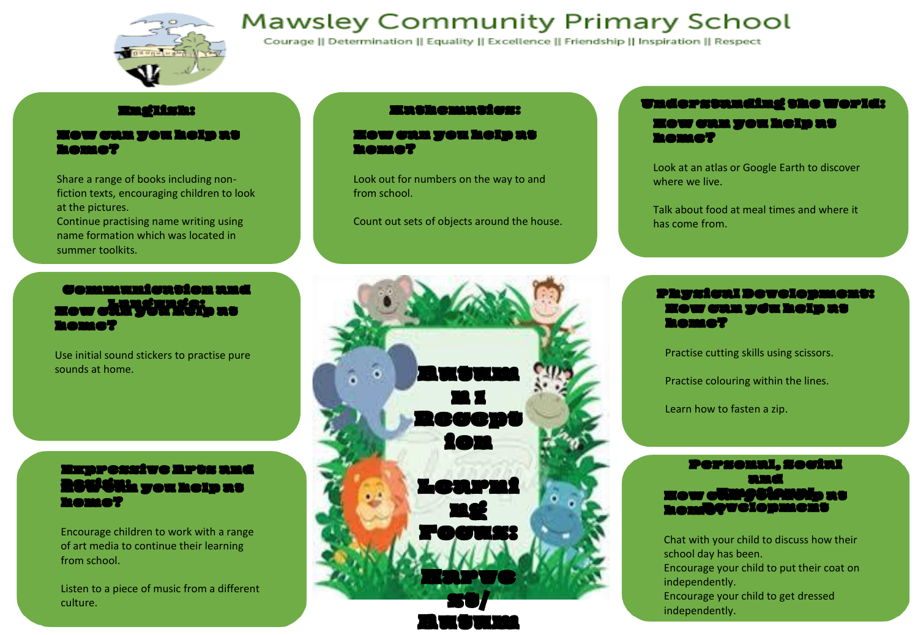# Mawsley Community Primary School

Courage || Determination || Equality || Excellence || Friendship || Inspiration || Respect

## Autumn 1 Reception Learning Focus: Harvest/ Autumn

### English:

**How can you help at home?**

Share a range of books including non-fiction texts, encouraging children to look at the pictures.
Continue practising name writing using name formation which was located in summer toolkits.

### Mathematics:

**How can you help at home?**

Look out for numbers on the way to and from school.

Count out sets of objects around the house.

### Understanding the World:

**How can you help at home?**

Look at an atlas or Google Earth to discover where we live.

Talk about food at meal times and where it has come from.

### Communication and Language:

**How can you help at home?**

Use initial sound stickers to practise pure sounds at home.

### Physical Development:

**How can you help at home?**

Practise cutting skills using scissors.

Practise colouring within the lines.

Learn how to fasten a zip.

### Expressive Arts and Design:

**How can you help at home?**

Encourage children to work with a range of art media to continue their learning from school.

Listen to a piece of music from a different culture.

### Personal, Social and Emotional Development:

**How can you help at home?**

Chat with your child to discuss how their school day has been.
Encourage your child to put their coat on independently.
Encourage your child to get dressed independently.